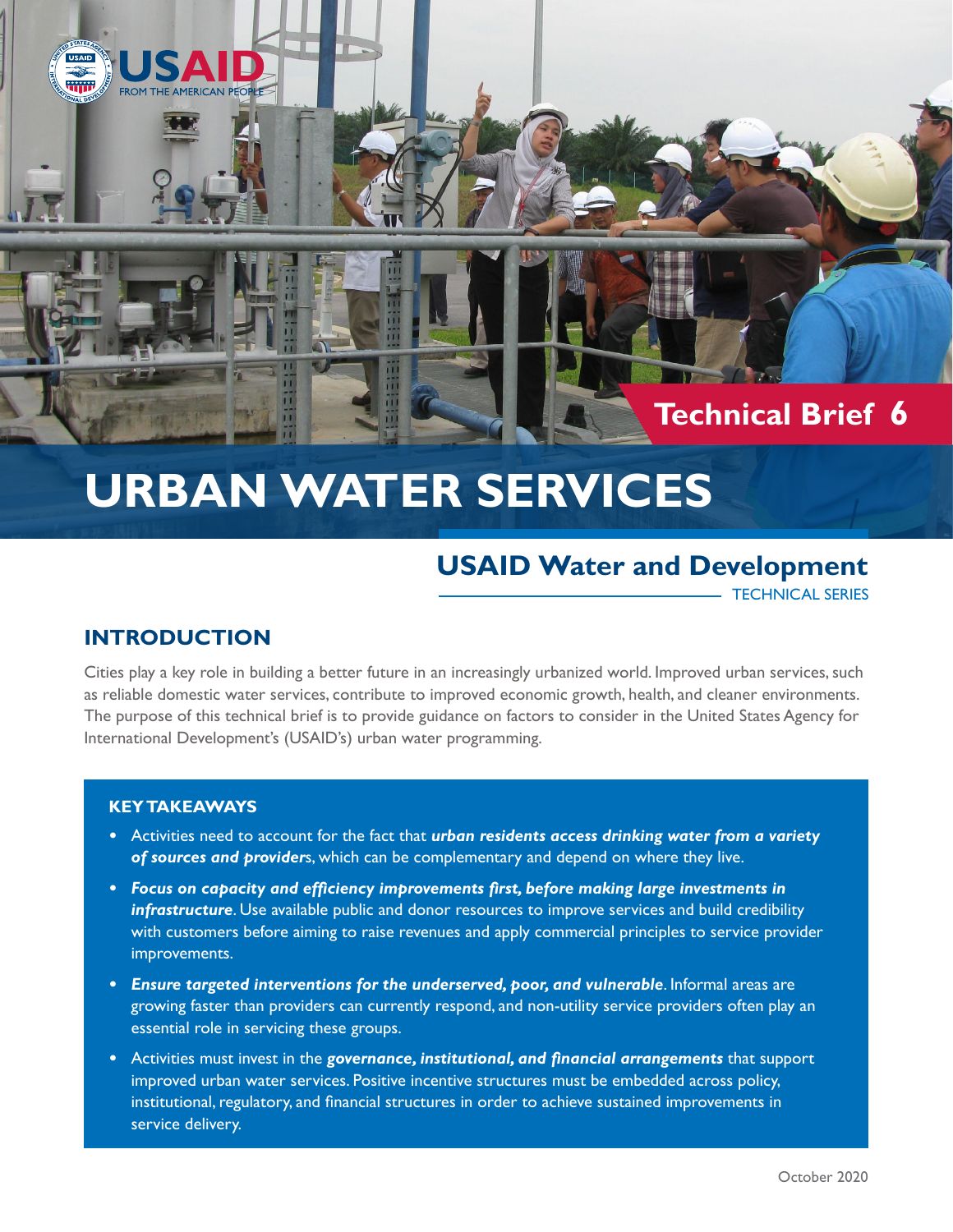USAID FROM THE AMERICAN PEOPLE

Technical Brief 6

# URBAN WATER SERVICES

## USAID Water and Development

TECHNICAL SERIES

## INTRODUCTION

Cities play a key role in building a better future in an increasingly urbanized world. Improved urban services, such as reliable domestic water services, contribute to improved economic growth, health, and cleaner environments. The purpose of this technical brief is to provide guidance on factors to consider in the United States Agency for International Development's (USAID's) urban water programming.

### KEY TAKEAWAYS

- Activities need to account for the fact that ***urban residents access drinking water from a variety of sources and providers***, which can be complementary and depend on where they live.
- ***Focus on capacity and efficiency improvements first, before making large investments in infrastructure***. Use available public and donor resources to improve services and build credibility with customers before aiming to raise revenues and apply commercial principles to service provider improvements.
- ***Ensure targeted interventions for the underserved, poor, and vulnerable***. Informal areas are growing faster than providers can currently respond, and non-utility service providers often play an essential role in servicing these groups.
- Activities must invest in the ***governance, institutional, and financial arrangements*** that support improved urban water services. Positive incentive structures must be embedded across policy, institutional, regulatory, and financial structures in order to achieve sustained improvements in service delivery.

October 2020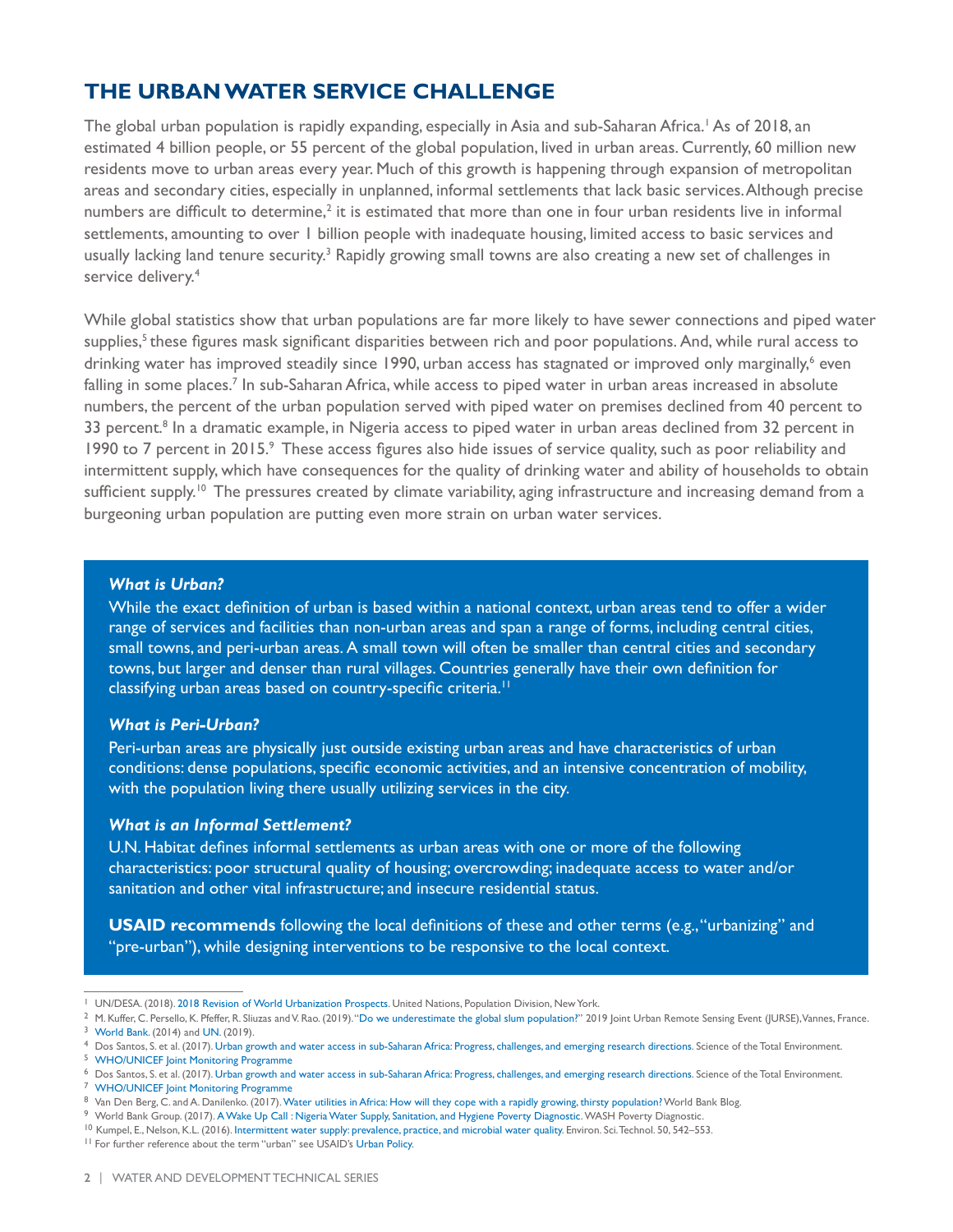## THE URBAN WATER SERVICE CHALLENGE

The global urban population is rapidly expanding, especially in Asia and sub-Saharan Africa.[1] As of 2018, an estimated 4 billion people, or 55 percent of the global population, lived in urban areas. Currently, 60 million new residents move to urban areas every year. Much of this growth is happening through expansion of metropolitan areas and secondary cities, especially in unplanned, informal settlements that lack basic services. Although precise numbers are difficult to determine,[2] it is estimated that more than one in four urban residents live in informal settlements, amounting to over 1 billion people with inadequate housing, limited access to basic services and usually lacking land tenure security.[3] Rapidly growing small towns are also creating a new set of challenges in service delivery.[4]

While global statistics show that urban populations are far more likely to have sewer connections and piped water supplies,[5] these figures mask significant disparities between rich and poor populations. And, while rural access to drinking water has improved steadily since 1990, urban access has stagnated or improved only marginally,[6] even falling in some places.[7] In sub-Saharan Africa, while access to piped water in urban areas increased in absolute numbers, the percent of the urban population served with piped water on premises declined from 40 percent to 33 percent.[8] In a dramatic example, in Nigeria access to piped water in urban areas declined from 32 percent in 1990 to 7 percent in 2015.[9] These access figures also hide issues of service quality, such as poor reliability and intermittent supply, which have consequences for the quality of drinking water and ability of households to obtain sufficient supply.[10] The pressures created by climate variability, aging infrastructure and increasing demand from a burgeoning urban population are putting even more strain on urban water services.

***What is Urban?***

While the exact definition of urban is based within a national context, urban areas tend to offer a wider range of services and facilities than non-urban areas and span a range of forms, including central cities, small towns, and peri-urban areas. A small town will often be smaller than central cities and secondary towns, but larger and denser than rural villages. Countries generally have their own definition for classifying urban areas based on country-specific criteria.[11]

***What is Peri-Urban?***

Peri-urban areas are physically just outside existing urban areas and have characteristics of urban conditions: dense populations, specific economic activities, and an intensive concentration of mobility, with the population living there usually utilizing services in the city.

***What is an Informal Settlement?***

U.N. Habitat defines informal settlements as urban areas with one or more of the following characteristics: poor structural quality of housing; overcrowding; inadequate access to water and/or sanitation and other vital infrastructure; and insecure residential status.

**USAID recommends** following the local definitions of these and other terms (e.g., "urbanizing" and "pre-urban"), while designing interventions to be responsive to the local context.

---

[1] UN/DESA. (2018). 2018 Revision of World Urbanization Prospects. United Nations, Population Division, New York.
[2] M. Kuffer, C. Persello, K. Pfeffer, R. Sliuzas and V. Rao. (2019). "Do we underestimate the global slum population?" 2019 Joint Urban Remote Sensing Event (JURSE), Vannes, France.
[3] World Bank. (2014) and UN. (2019).
[4] Dos Santos, S. et al. (2017). Urban growth and water access in sub-Saharan Africa: Progress, challenges, and emerging research directions. Science of the Total Environment.
[5] WHO/UNICEF Joint Monitoring Programme
[6] Dos Santos, S. et al. (2017). Urban growth and water access in sub-Saharan Africa: Progress, challenges, and emerging research directions. Science of the Total Environment.
[7] WHO/UNICEF Joint Monitoring Programme
[8] Van Den Berg, C. and A. Danilenko. (2017). Water utilities in Africa: How will they cope with a rapidly growing, thirsty population? World Bank Blog.
[9] World Bank Group. (2017). A Wake Up Call : Nigeria Water Supply, Sanitation, and Hygiene Poverty Diagnostic. WASH Poverty Diagnostic.
[10] Kumpel, E., Nelson, K.L. (2016). Intermittent water supply: prevalence, practice, and microbial water quality. Environ. Sci. Technol. 50, 542–553.
[11] For further reference about the term "urban" see USAID's Urban Policy.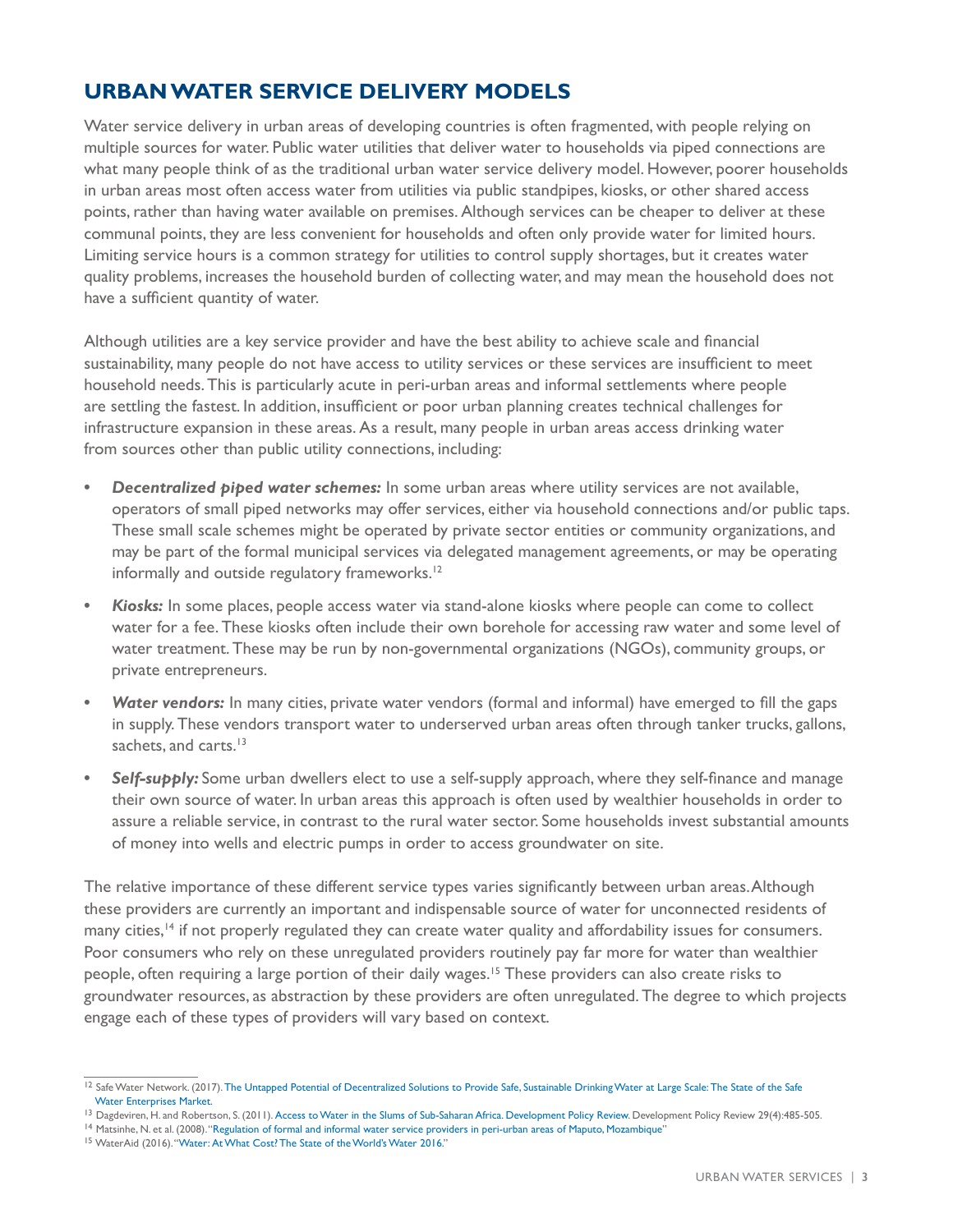## URBAN WATER SERVICE DELIVERY MODELS

Water service delivery in urban areas of developing countries is often fragmented, with people relying on multiple sources for water. Public water utilities that deliver water to households via piped connections are what many people think of as the traditional urban water service delivery model. However, poorer households in urban areas most often access water from utilities via public standpipes, kiosks, or other shared access points, rather than having water available on premises. Although services can be cheaper to deliver at these communal points, they are less convenient for households and often only provide water for limited hours. Limiting service hours is a common strategy for utilities to control supply shortages, but it creates water quality problems, increases the household burden of collecting water, and may mean the household does not have a sufficient quantity of water.

Although utilities are a key service provider and have the best ability to achieve scale and financial sustainability, many people do not have access to utility services or these services are insufficient to meet household needs. This is particularly acute in peri-urban areas and informal settlements where people are settling the fastest. In addition, insufficient or poor urban planning creates technical challenges for infrastructure expansion in these areas. As a result, many people in urban areas access drinking water from sources other than public utility connections, including:

- ***Decentralized piped water schemes:*** In some urban areas where utility services are not available, operators of small piped networks may offer services, either via household connections and/or public taps. These small scale schemes might be operated by private sector entities or community organizations, and may be part of the formal municipal services via delegated management agreements, or may be operating informally and outside regulatory frameworks.[12]
- ***Kiosks:*** In some places, people access water via stand-alone kiosks where people can come to collect water for a fee. These kiosks often include their own borehole for accessing raw water and some level of water treatment. These may be run by non-governmental organizations (NGOs), community groups, or private entrepreneurs.
- ***Water vendors:*** In many cities, private water vendors (formal and informal) have emerged to fill the gaps in supply. These vendors transport water to underserved urban areas often through tanker trucks, gallons, sachets, and carts.[13]
- ***Self-supply:*** Some urban dwellers elect to use a self-supply approach, where they self-finance and manage their own source of water. In urban areas this approach is often used by wealthier households in order to assure a reliable service, in contrast to the rural water sector. Some households invest substantial amounts of money into wells and electric pumps in order to access groundwater on site.

The relative importance of these different service types varies significantly between urban areas. Although these providers are currently an important and indispensable source of water for unconnected residents of many cities,[14] if not properly regulated they can create water quality and affordability issues for consumers. Poor consumers who rely on these unregulated providers routinely pay far more for water than wealthier people, often requiring a large portion of their daily wages.[15] These providers can also create risks to groundwater resources, as abstraction by these providers are often unregulated. The degree to which projects engage each of these types of providers will vary based on context.

---

[12] Safe Water Network. (2017). The Untapped Potential of Decentralized Solutions to Provide Safe, Sustainable Drinking Water at Large Scale: The State of the Safe Water Enterprises Market.

[13] Dagdeviren, H. and Robertson, S. (2011). Access to Water in the Slums of Sub-Saharan Africa. Development Policy Review. Development Policy Review 29(4):485-505.

[14] Matsinhe, N. et al. (2008). "Regulation of formal and informal water service providers in peri-urban areas of Maputo, Mozambique"

[15] WaterAid (2016). "Water: At What Cost? The State of the World's Water 2016."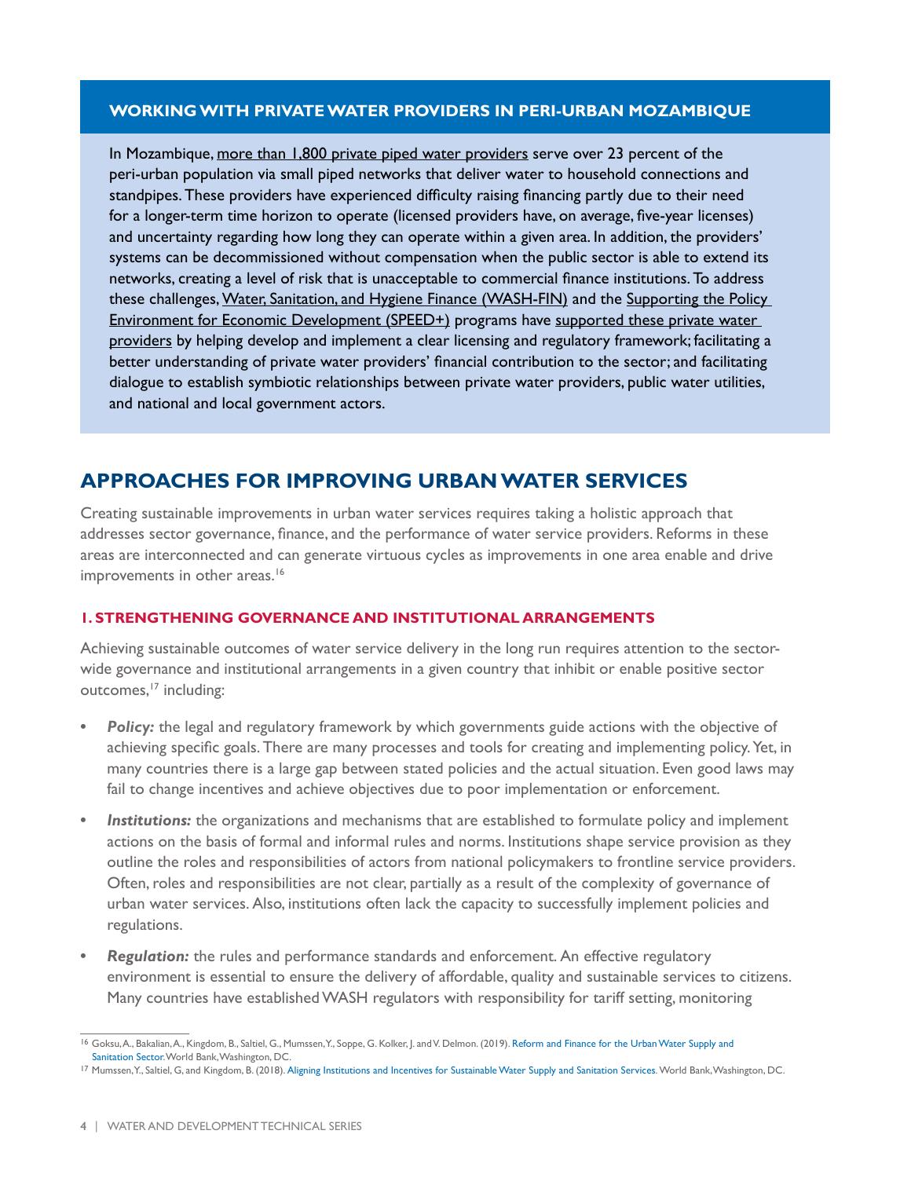## WORKING WITH PRIVATE WATER PROVIDERS IN PERI-URBAN MOZAMBIQUE

In Mozambique, more than 1,800 private piped water providers serve over 23 percent of the peri-urban population via small piped networks that deliver water to household connections and standpipes. These providers have experienced difficulty raising financing partly due to their need for a longer-term time horizon to operate (licensed providers have, on average, five-year licenses) and uncertainty regarding how long they can operate within a given area. In addition, the providers' systems can be decommissioned without compensation when the public sector is able to extend its networks, creating a level of risk that is unacceptable to commercial finance institutions. To address these challenges, Water, Sanitation, and Hygiene Finance (WASH-FIN) and the Supporting the Policy Environment for Economic Development (SPEED+) programs have supported these private water providers by helping develop and implement a clear licensing and regulatory framework; facilitating a better understanding of private water providers' financial contribution to the sector; and facilitating dialogue to establish symbiotic relationships between private water providers, public water utilities, and national and local government actors.

## APPROACHES FOR IMPROVING URBAN WATER SERVICES

Creating sustainable improvements in urban water services requires taking a holistic approach that addresses sector governance, finance, and the performance of water service providers. Reforms in these areas are interconnected and can generate virtuous cycles as improvements in one area enable and drive improvements in other areas.[16]

### 1. STRENGTHENING GOVERNANCE AND INSTITUTIONAL ARRANGEMENTS

Achieving sustainable outcomes of water service delivery in the long run requires attention to the sector-wide governance and institutional arrangements in a given country that inhibit or enable positive sector outcomes,[17] including:

- ***Policy:*** the legal and regulatory framework by which governments guide actions with the objective of achieving specific goals. There are many processes and tools for creating and implementing policy. Yet, in many countries there is a large gap between stated policies and the actual situation. Even good laws may fail to change incentives and achieve objectives due to poor implementation or enforcement.
- ***Institutions:*** the organizations and mechanisms that are established to formulate policy and implement actions on the basis of formal and informal rules and norms. Institutions shape service provision as they outline the roles and responsibilities of actors from national policymakers to frontline service providers. Often, roles and responsibilities are not clear, partially as a result of the complexity of governance of urban water services. Also, institutions often lack the capacity to successfully implement policies and regulations.
- ***Regulation:*** the rules and performance standards and enforcement. An effective regulatory environment is essential to ensure the delivery of affordable, quality and sustainable services to citizens. Many countries have established WASH regulators with responsibility for tariff setting, monitoring

---

[16] Goksu, A., Bakalian, A., Kingdom, B., Saltiel, G., Mumssen, Y., Soppe, G. Kolker, J. and V. Delmon. (2019). Reform and Finance for the Urban Water Supply and Sanitation Sector. World Bank, Washington, DC.

[17] Mumssen, Y., Saltiel, G, and Kingdom, B. (2018). Aligning Institutions and Incentives for Sustainable Water Supply and Sanitation Services. World Bank, Washington, DC.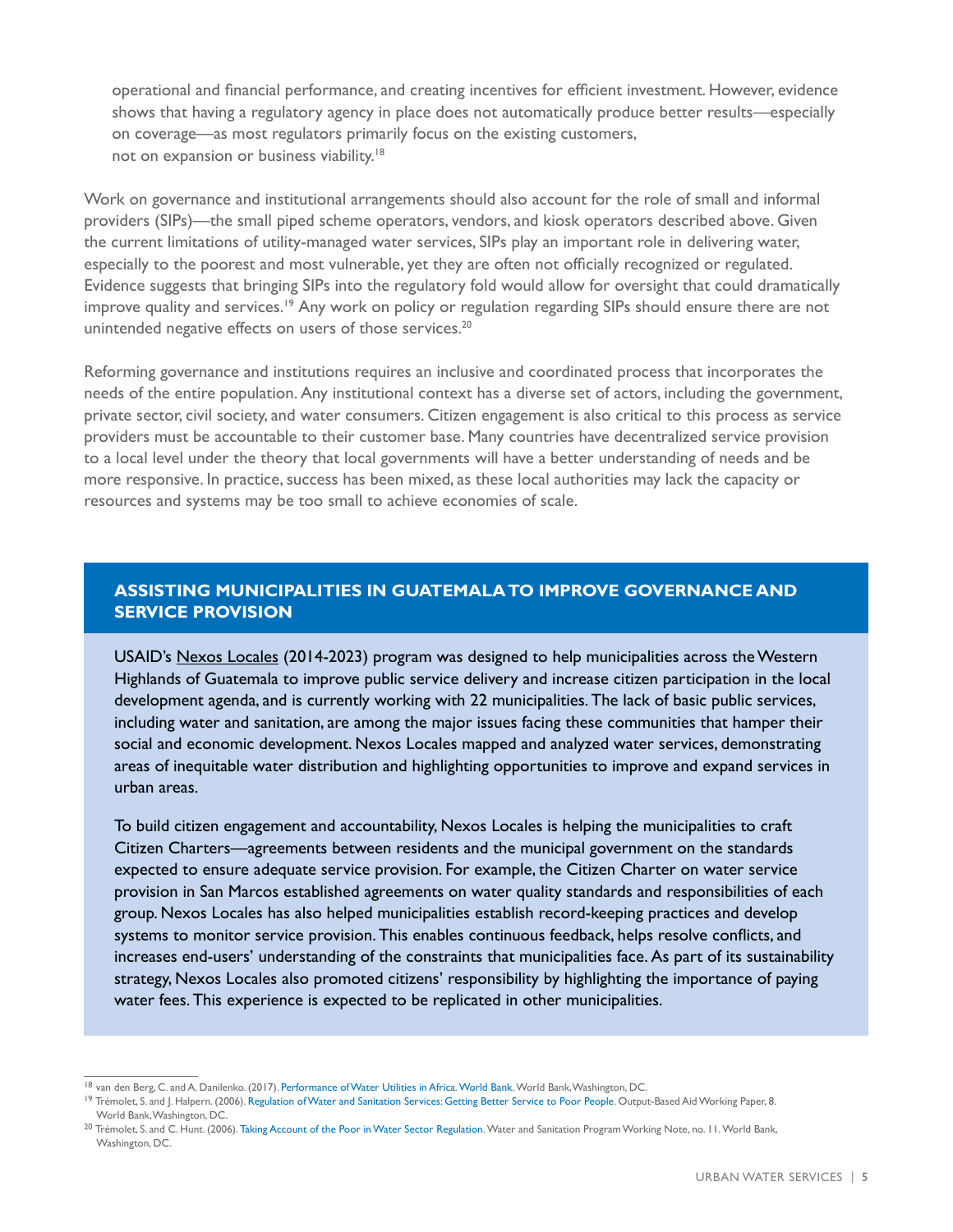operational and financial performance, and creating incentives for efficient investment. However, evidence shows that having a regulatory agency in place does not automatically produce better results—especially on coverage—as most regulators primarily focus on the existing customers, not on expansion or business viability.[18]

Work on governance and institutional arrangements should also account for the role of small and informal providers (SIPs)—the small piped scheme operators, vendors, and kiosk operators described above. Given the current limitations of utility-managed water services, SIPs play an important role in delivering water, especially to the poorest and most vulnerable, yet they are often not officially recognized or regulated. Evidence suggests that bringing SIPs into the regulatory fold would allow for oversight that could dramatically improve quality and services.[19] Any work on policy or regulation regarding SIPs should ensure there are not unintended negative effects on users of those services.[20]

Reforming governance and institutions requires an inclusive and coordinated process that incorporates the needs of the entire population. Any institutional context has a diverse set of actors, including the government, private sector, civil society, and water consumers. Citizen engagement is also critical to this process as service providers must be accountable to their customer base. Many countries have decentralized service provision to a local level under the theory that local governments will have a better understanding of needs and be more responsive. In practice, success has been mixed, as these local authorities may lack the capacity or resources and systems may be too small to achieve economies of scale.

## ASSISTING MUNICIPALITIES IN GUATEMALA TO IMPROVE GOVERNANCE AND SERVICE PROVISION

USAID's Nexos Locales (2014-2023) program was designed to help municipalities across the Western Highlands of Guatemala to improve public service delivery and increase citizen participation in the local development agenda, and is currently working with 22 municipalities. The lack of basic public services, including water and sanitation, are among the major issues facing these communities that hamper their social and economic development. Nexos Locales mapped and analyzed water services, demonstrating areas of inequitable water distribution and highlighting opportunities to improve and expand services in urban areas.

To build citizen engagement and accountability, Nexos Locales is helping the municipalities to craft Citizen Charters—agreements between residents and the municipal government on the standards expected to ensure adequate service provision. For example, the Citizen Charter on water service provision in San Marcos established agreements on water quality standards and responsibilities of each group. Nexos Locales has also helped municipalities establish record-keeping practices and develop systems to monitor service provision. This enables continuous feedback, helps resolve conflicts, and increases end-users' understanding of the constraints that municipalities face. As part of its sustainability strategy, Nexos Locales also promoted citizens' responsibility by highlighting the importance of paying water fees. This experience is expected to be replicated in other municipalities.

---

[18] van den Berg, C. and A. Danilenko. (2017). Performance of Water Utilities in Africa. World Bank. World Bank, Washington, DC.

[19] Trémolet, S. and J. Halpern. (2006). Regulation of Water and Sanitation Services: Getting Better Service to Poor People. Output-Based Aid Working Paper, 8. World Bank, Washington, DC.

[20] Trémolet, S. and C. Hunt. (2006). Taking Account of the Poor in Water Sector Regulation. Water and Sanitation Program Working Note, no. 11. World Bank, Washington, DC.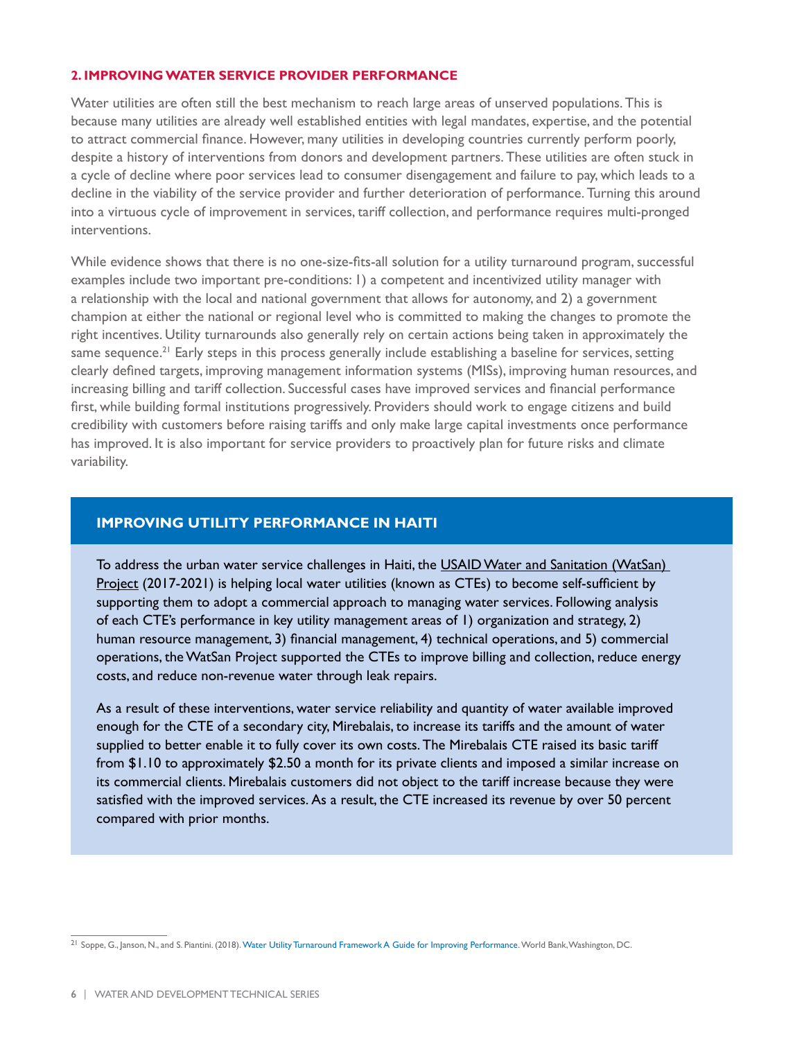## 2. IMPROVING WATER SERVICE PROVIDER PERFORMANCE

Water utilities are often still the best mechanism to reach large areas of unserved populations. This is because many utilities are already well established entities with legal mandates, expertise, and the potential to attract commercial finance. However, many utilities in developing countries currently perform poorly, despite a history of interventions from donors and development partners. These utilities are often stuck in a cycle of decline where poor services lead to consumer disengagement and failure to pay, which leads to a decline in the viability of the service provider and further deterioration of performance. Turning this around into a virtuous cycle of improvement in services, tariff collection, and performance requires multi-pronged interventions.

While evidence shows that there is no one-size-fits-all solution for a utility turnaround program, successful examples include two important pre-conditions: 1) a competent and incentivized utility manager with a relationship with the local and national government that allows for autonomy, and 2) a government champion at either the national or regional level who is committed to making the changes to promote the right incentives. Utility turnarounds also generally rely on certain actions being taken in approximately the same sequence.[21] Early steps in this process generally include establishing a baseline for services, setting clearly defined targets, improving management information systems (MISs), improving human resources, and increasing billing and tariff collection. Successful cases have improved services and financial performance first, while building formal institutions progressively. Providers should work to engage citizens and build credibility with customers before raising tariffs and only make large capital investments once performance has improved. It is also important for service providers to proactively plan for future risks and climate variability.

### IMPROVING UTILITY PERFORMANCE IN HAITI

To address the urban water service challenges in Haiti, the USAID Water and Sanitation (WatSan) Project (2017-2021) is helping local water utilities (known as CTEs) to become self-sufficient by supporting them to adopt a commercial approach to managing water services. Following analysis of each CTE's performance in key utility management areas of 1) organization and strategy, 2) human resource management, 3) financial management, 4) technical operations, and 5) commercial operations, the WatSan Project supported the CTEs to improve billing and collection, reduce energy costs, and reduce non-revenue water through leak repairs.

As a result of these interventions, water service reliability and quantity of water available improved enough for the CTE of a secondary city, Mirebalais, to increase its tariffs and the amount of water supplied to better enable it to fully cover its own costs. The Mirebalais CTE raised its basic tariff from $1.10 to approximately $2.50 a month for its private clients and imposed a similar increase on its commercial clients. Mirebalais customers did not object to the tariff increase because they were satisfied with the improved services. As a result, the CTE increased its revenue by over 50 percent compared with prior months.

---

[21] Soppe, G., Janson, N., and S. Piantini. (2018). Water Utility Turnaround Framework A Guide for Improving Performance. World Bank, Washington, DC.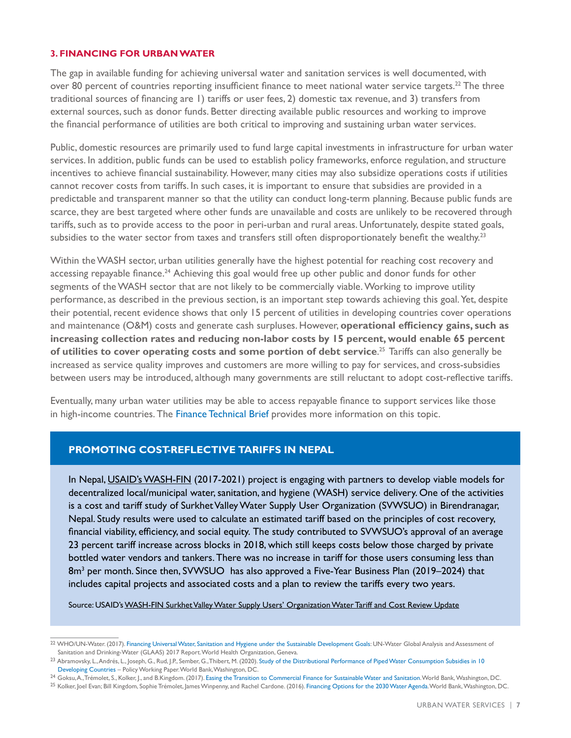## 3. FINANCING FOR URBAN WATER

The gap in available funding for achieving universal water and sanitation services is well documented, with over 80 percent of countries reporting insufficient finance to meet national water service targets.[22] The three traditional sources of financing are 1) tariffs or user fees, 2) domestic tax revenue, and 3) transfers from external sources, such as donor funds. Better directing available public resources and working to improve the financial performance of utilities are both critical to improving and sustaining urban water services.

Public, domestic resources are primarily used to fund large capital investments in infrastructure for urban water services. In addition, public funds can be used to establish policy frameworks, enforce regulation, and structure incentives to achieve financial sustainability. However, many cities may also subsidize operations costs if utilities cannot recover costs from tariffs. In such cases, it is important to ensure that subsidies are provided in a predictable and transparent manner so that the utility can conduct long-term planning. Because public funds are scarce, they are best targeted where other funds are unavailable and costs are unlikely to be recovered through tariffs, such as to provide access to the poor in peri-urban and rural areas. Unfortunately, despite stated goals, subsidies to the water sector from taxes and transfers still often disproportionately benefit the wealthy.[23]

Within the WASH sector, urban utilities generally have the highest potential for reaching cost recovery and accessing repayable finance.[24] Achieving this goal would free up other public and donor funds for other segments of the WASH sector that are not likely to be commercially viable. Working to improve utility performance, as described in the previous section, is an important step towards achieving this goal. Yet, despite their potential, recent evidence shows that only 15 percent of utilities in developing countries cover operations and maintenance (O&M) costs and generate cash surpluses. However, **operational efficiency gains, such as increasing collection rates and reducing non-labor costs by 15 percent, would enable 65 percent of utilities to cover operating costs and some portion of debt service**.[25] Tariffs can also generally be increased as service quality improves and customers are more willing to pay for services, and cross-subsidies between users may be introduced, although many governments are still reluctant to adopt cost-reflective tariffs.

Eventually, many urban water utilities may be able to access repayable finance to support services like those in high-income countries. The Finance Technical Brief provides more information on this topic.

### PROMOTING COST-REFLECTIVE TARIFFS IN NEPAL

In Nepal, USAID's WASH-FIN (2017-2021) project is engaging with partners to develop viable models for decentralized local/municipal water, sanitation, and hygiene (WASH) service delivery. One of the activities is a cost and tariff study of Surkhet Valley Water Supply User Organization (SVWSUO) in Birendranagar, Nepal. Study results were used to calculate an estimated tariff based on the principles of cost recovery, financial viability, efficiency, and social equity. The study contributed to SVWSUO's approval of an average 23 percent tariff increase across blocks in 2018, which still keeps costs below those charged by private bottled water vendors and tankers. There was no increase in tariff for those users consuming less than $8m^3$ per month. Since then, SVWSUO has also approved a Five-Year Business Plan (2019–2024) that includes capital projects and associated costs and a plan to review the tariffs every two years.

Source: USAID's WASH-FIN Surkhet Valley Water Supply Users' Organization Water Tariff and Cost Review Update

---

[22] WHO/UN-Water. (2017). Financing Universal Water, Sanitation and Hygiene under the Sustainable Development Goals: UN-Water Global Analysis and Assessment of Sanitation and Drinking-Water (GLAAS) 2017 Report. World Health Organization, Geneva.

[23] Abramovsky, L., Andrés, L., Joseph, G., Rud, J.P., Sember, G., Thibert, M. (2020). Study of the Distributional Performance of Piped Water Consumption Subsidies in 10 Developing Countries – Policy Working Paper. World Bank, Washington, DC.

[24] Goksu, A., Trémolet, S., Kolker, J., and B.Kingdom. (2017). Easing the Transition to Commercial Finance for Sustainable Water and Sanitation. World Bank, Washington, DC.

[25] Kolker, Joel Evan; Bill Kingdom, Sophie Trémolet, James Winpenny, and Rachel Cardone. (2016). Financing Options for the 2030 Water Agenda. World Bank, Washington, DC.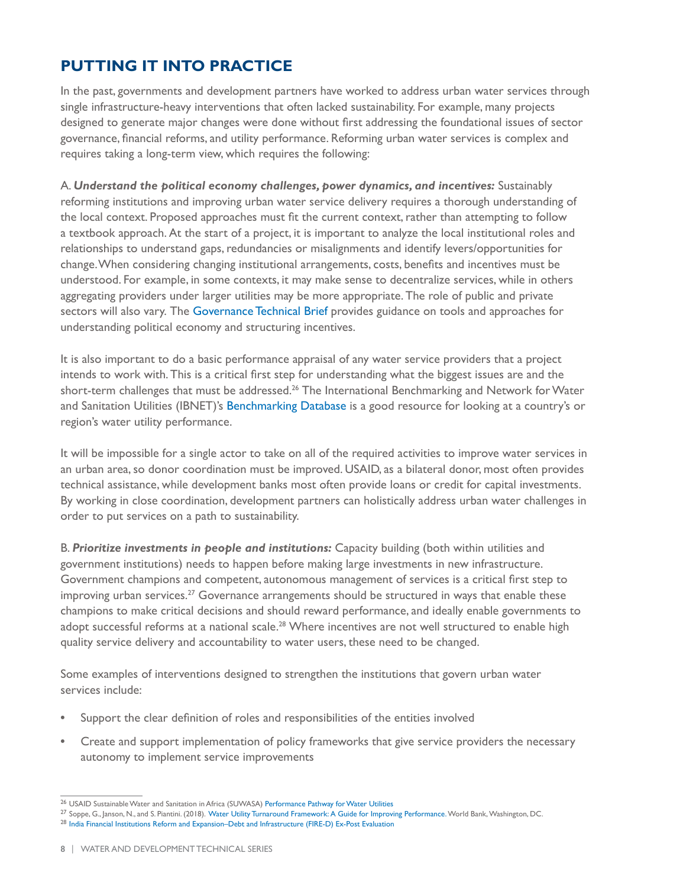## PUTTING IT INTO PRACTICE

In the past, governments and development partners have worked to address urban water services through single infrastructure-heavy interventions that often lacked sustainability. For example, many projects designed to generate major changes were done without first addressing the foundational issues of sector governance, financial reforms, and utility performance. Reforming urban water services is complex and requires taking a long-term view, which requires the following:

A. ***Understand the political economy challenges, power dynamics, and incentives:*** Sustainably reforming institutions and improving urban water service delivery requires a thorough understanding of the local context. Proposed approaches must fit the current context, rather than attempting to follow a textbook approach. At the start of a project, it is important to analyze the local institutional roles and relationships to understand gaps, redundancies or misalignments and identify levers/opportunities for change. When considering changing institutional arrangements, costs, benefits and incentives must be understood. For example, in some contexts, it may make sense to decentralize services, while in others aggregating providers under larger utilities may be more appropriate. The role of public and private sectors will also vary. The Governance Technical Brief provides guidance on tools and approaches for understanding political economy and structuring incentives.

It is also important to do a basic performance appraisal of any water service providers that a project intends to work with. This is a critical first step for understanding what the biggest issues are and the short-term challenges that must be addressed.[26] The International Benchmarking and Network for Water and Sanitation Utilities (IBNET)'s Benchmarking Database is a good resource for looking at a country's or region's water utility performance.

It will be impossible for a single actor to take on all of the required activities to improve water services in an urban area, so donor coordination must be improved. USAID, as a bilateral donor, most often provides technical assistance, while development banks most often provide loans or credit for capital investments. By working in close coordination, development partners can holistically address urban water challenges in order to put services on a path to sustainability.

B. ***Prioritize investments in people and institutions:*** Capacity building (both within utilities and government institutions) needs to happen before making large investments in new infrastructure. Government champions and competent, autonomous management of services is a critical first step to improving urban services.[27] Governance arrangements should be structured in ways that enable these champions to make critical decisions and should reward performance, and ideally enable governments to adopt successful reforms at a national scale.[28] Where incentives are not well structured to enable high quality service delivery and accountability to water users, these need to be changed.

Some examples of interventions designed to strengthen the institutions that govern urban water services include:

- Support the clear definition of roles and responsibilities of the entities involved
- Create and support implementation of policy frameworks that give service providers the necessary autonomy to implement service improvements

---

[26] USAID Sustainable Water and Sanitation in Africa (SUWASA) Performance Pathway for Water Utilities

[27] Soppe, G., Janson, N., and S. Piantini. (2018). Water Utility Turnaround Framework: A Guide for Improving Performance. World Bank, Washington, DC.

[28] India Financial Institutions Reform and Expansion–Debt and Infrastructure (FIRE-D) Ex-Post Evaluation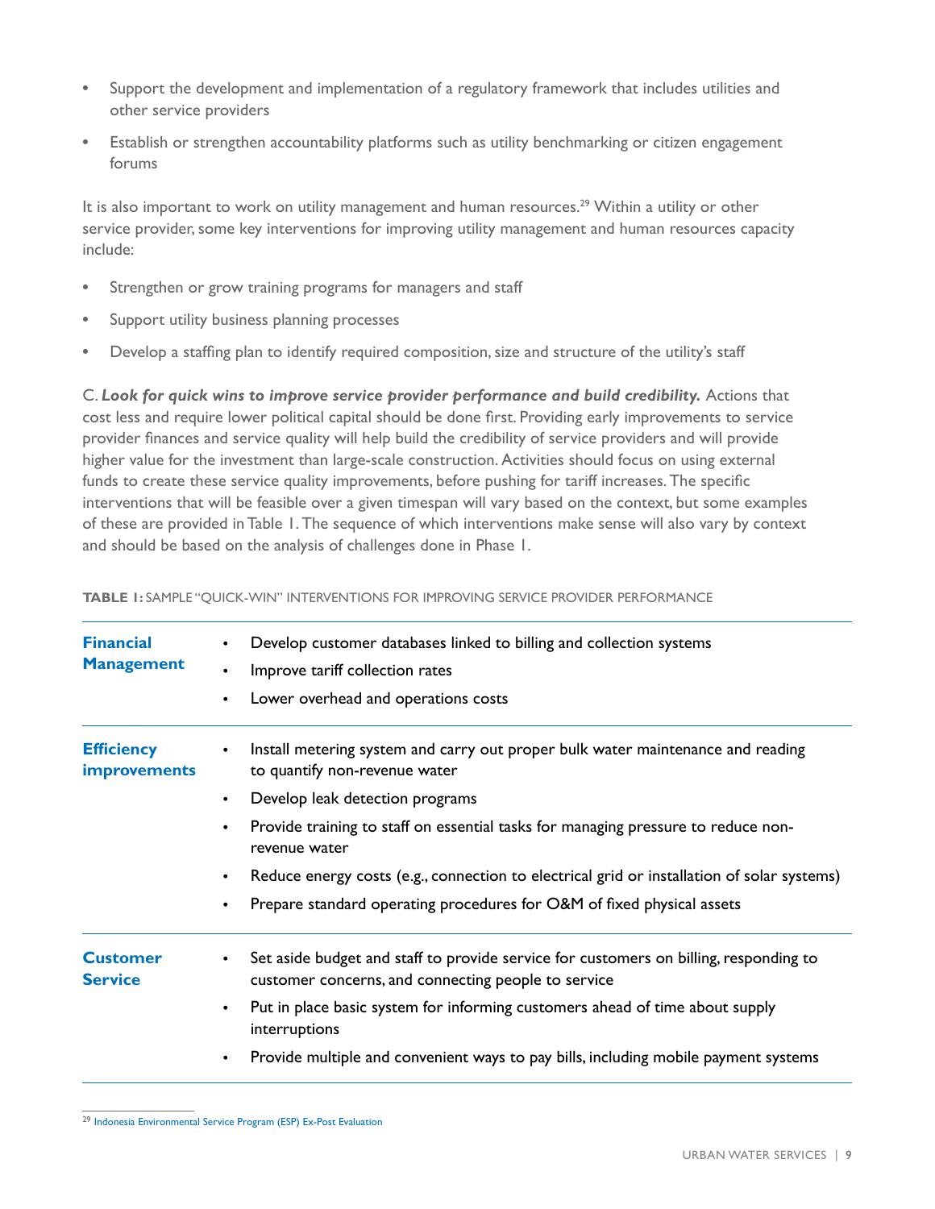- Support the development and implementation of a regulatory framework that includes utilities and other service providers
- Establish or strengthen accountability platforms such as utility benchmarking or citizen engagement forums

It is also important to work on utility management and human resources.[29] Within a utility or other service provider, some key interventions for improving utility management and human resources capacity include:

- Strengthen or grow training programs for managers and staff
- Support utility business planning processes
- Develop a staffing plan to identify required composition, size and structure of the utility's staff

C. ***Look for quick wins to improve service provider performance and build credibility.*** Actions that cost less and require lower political capital should be done first. Providing early improvements to service provider finances and service quality will help build the credibility of service providers and will provide higher value for the investment than large-scale construction. Activities should focus on using external funds to create these service quality improvements, before pushing for tariff increases. The specific interventions that will be feasible over a given timespan will vary based on the context, but some examples of these are provided in Table 1. The sequence of which interventions make sense will also vary by context and should be based on the analysis of challenges done in Phase 1.

**TABLE 1:** SAMPLE "QUICK-WIN" INTERVENTIONS FOR IMPROVING SERVICE PROVIDER PERFORMANCE

| | |
|---|---|
| **Financial Management** | • Develop customer databases linked to billing and collection systems<br>• Improve tariff collection rates<br>• Lower overhead and operations costs |
| **Efficiency improvements** | • Install metering system and carry out proper bulk water maintenance and reading to quantify non-revenue water<br>• Develop leak detection programs<br>• Provide training to staff on essential tasks for managing pressure to reduce non-revenue water<br>• Reduce energy costs (e.g., connection to electrical grid or installation of solar systems)<br>• Prepare standard operating procedures for O&M of fixed physical assets |
| **Customer Service** | • Set aside budget and staff to provide service for customers on billing, responding to customer concerns, and connecting people to service<br>• Put in place basic system for informing customers ahead of time about supply interruptions<br>• Provide multiple and convenient ways to pay bills, including mobile payment systems |

[29] Indonesia Environmental Service Program (ESP) Ex-Post Evaluation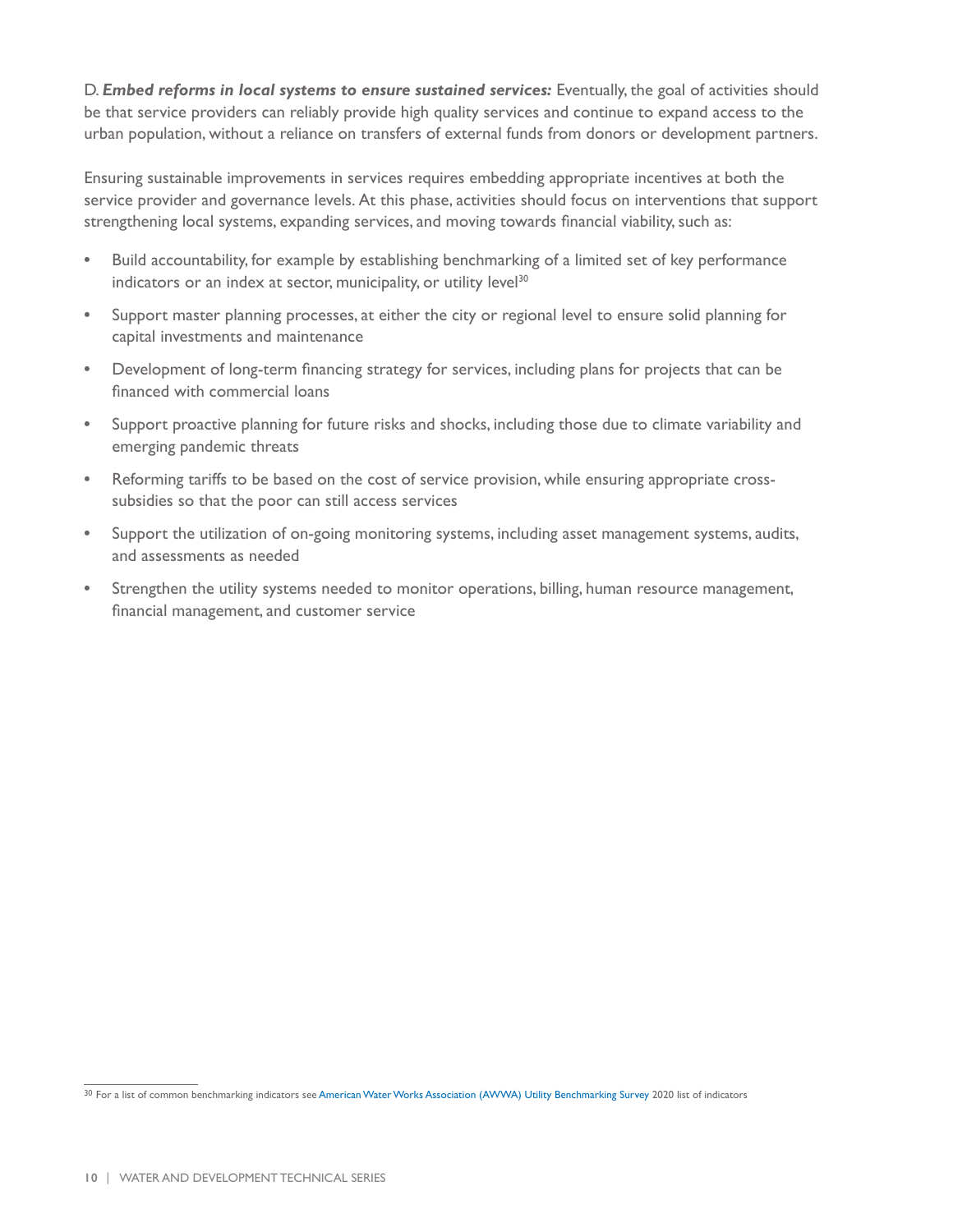D. ***Embed reforms in local systems to ensure sustained services:*** Eventually, the goal of activities should be that service providers can reliably provide high quality services and continue to expand access to the urban population, without a reliance on transfers of external funds from donors or development partners.

Ensuring sustainable improvements in services requires embedding appropriate incentives at both the service provider and governance levels. At this phase, activities should focus on interventions that support strengthening local systems, expanding services, and moving towards financial viability, such as:

- Build accountability, for example by establishing benchmarking of a limited set of key performance indicators or an index at sector, municipality, or utility level[30]
- Support master planning processes, at either the city or regional level to ensure solid planning for capital investments and maintenance
- Development of long-term financing strategy for services, including plans for projects that can be financed with commercial loans
- Support proactive planning for future risks and shocks, including those due to climate variability and emerging pandemic threats
- Reforming tariffs to be based on the cost of service provision, while ensuring appropriate cross-subsidies so that the poor can still access services
- Support the utilization of on-going monitoring systems, including asset management systems, audits, and assessments as needed
- Strengthen the utility systems needed to monitor operations, billing, human resource management, financial management, and customer service

[30] For a list of common benchmarking indicators see American Water Works Association (AWWA) Utility Benchmarking Survey 2020 list of indicators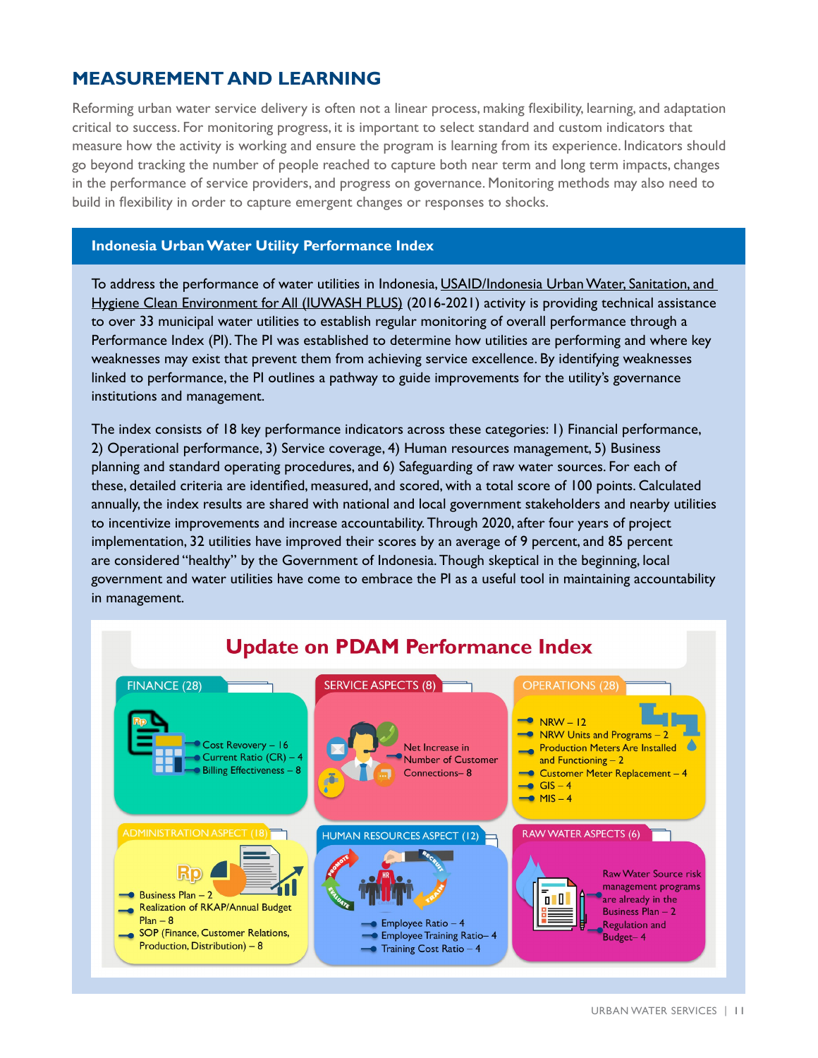## MEASUREMENT AND LEARNING

Reforming urban water service delivery is often not a linear process, making flexibility, learning, and adaptation critical to success. For monitoring progress, it is important to select standard and custom indicators that measure how the activity is working and ensure the program is learning from its experience. Indicators should go beyond tracking the number of people reached to capture both near term and long term impacts, changes in the performance of service providers, and progress on governance. Monitoring methods may also need to build in flexibility in order to capture emergent changes or responses to shocks.

### Indonesia Urban Water Utility Performance Index

To address the performance of water utilities in Indonesia, USAID/Indonesia Urban Water, Sanitation, and Hygiene Clean Environment for All (IUWASH PLUS) (2016-2021) activity is providing technical assistance to over 33 municipal water utilities to establish regular monitoring of overall performance through a Performance Index (PI). The PI was established to determine how utilities are performing and where key weaknesses may exist that prevent them from achieving service excellence. By identifying weaknesses linked to performance, the PI outlines a pathway to guide improvements for the utility's governance institutions and management.

The index consists of 18 key performance indicators across these categories: 1) Financial performance, 2) Operational performance, 3) Service coverage, 4) Human resources management, 5) Business planning and standard operating procedures, and 6) Safeguarding of raw water sources. For each of these, detailed criteria are identified, measured, and scored, with a total score of 100 points. Calculated annually, the index results are shared with national and local government stakeholders and nearby utilities to incentivize improvements and increase accountability. Through 2020, after four years of project implementation, 32 utilities have improved their scores by an average of 9 percent, and 85 percent are considered "healthy" by the Government of Indonesia. Though skeptical in the beginning, local government and water utilities have come to embrace the PI as a useful tool in maintaining accountability in management.

#### Update on PDAM Performance Index

**FINANCE (28)**
- Cost Recovery – 16
- Current Ratio (CR) – 4
- Billing Effectiveness – 8

**SERVICE ASPECTS (8)**
- Net Increase in Number of Customer Connections– 8

**OPERATIONS (28)**
- NRW – 12
- NRW Units and Programs – 2
- Production Meters Are Installed and Functioning – 2
- Customer Meter Replacement – 4
- GIS – 4
- MIS – 4

**ADMINISTRATION ASPECT (18)**
- Business Plan – 2
- Realization of RKAP/Annual Budget Plan – 8
- SOP (Finance, Customer Relations, Production, Distribution) – 8

**HUMAN RESOURCES ASPECT (12)**
- Employee Ratio – 4
- Employee Training Ratio– 4
- Training Cost Ratio – 4

**RAW WATER ASPECTS (6)**
- Raw Water Source risk management programs are already in the Business Plan – 2
- Regulation and Budget– 4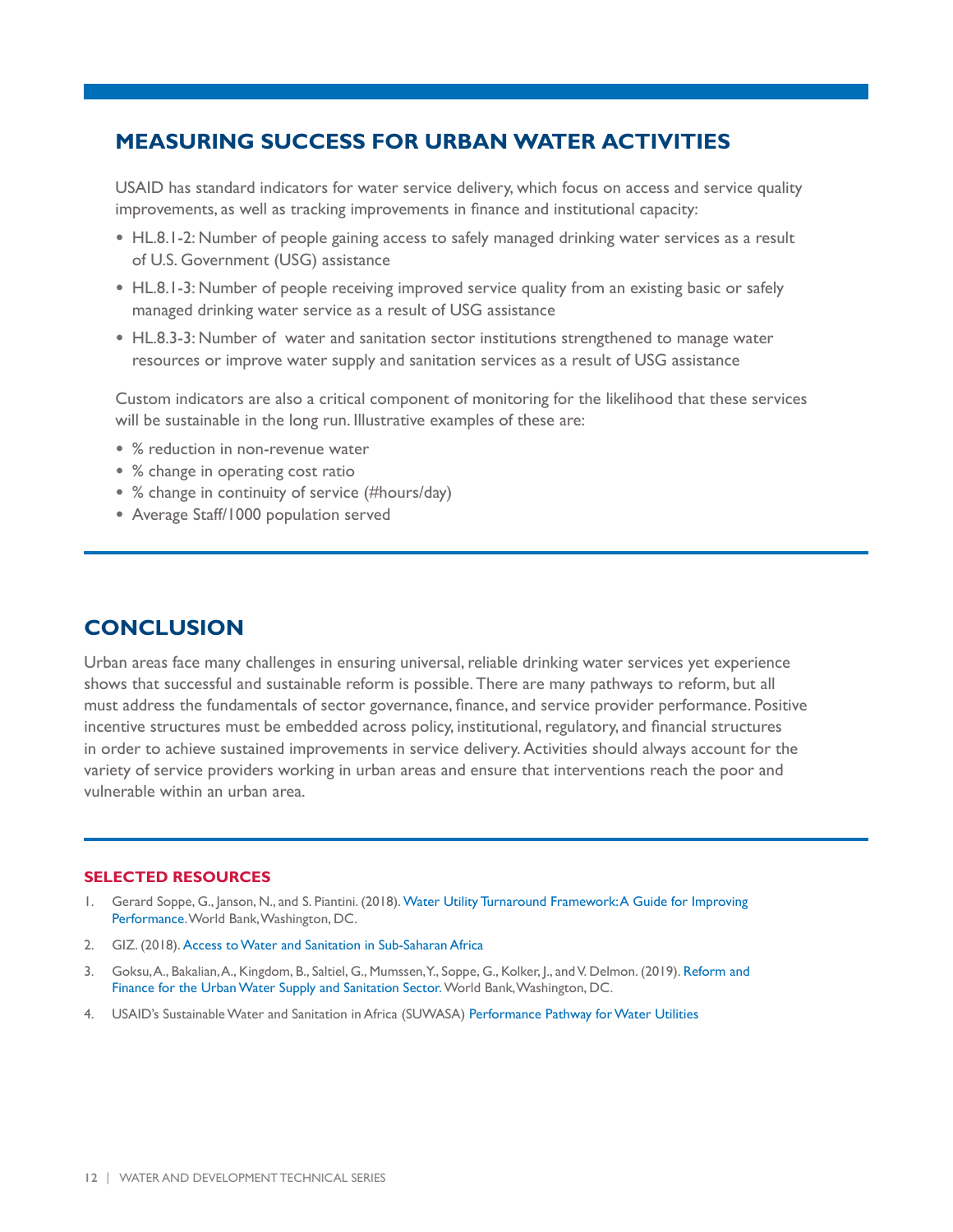## MEASURING SUCCESS FOR URBAN WATER ACTIVITIES

USAID has standard indicators for water service delivery, which focus on access and service quality improvements, as well as tracking improvements in finance and institutional capacity:

- HL.8.1-2: Number of people gaining access to safely managed drinking water services as a result of U.S. Government (USG) assistance
- HL.8.1-3: Number of people receiving improved service quality from an existing basic or safely managed drinking water service as a result of USG assistance
- HL.8.3-3: Number of water and sanitation sector institutions strengthened to manage water resources or improve water supply and sanitation services as a result of USG assistance

Custom indicators are also a critical component of monitoring for the likelihood that these services will be sustainable in the long run. Illustrative examples of these are:

- % reduction in non-revenue water
- % change in operating cost ratio
- % change in continuity of service (#hours/day)
- Average Staff/1000 population served

## CONCLUSION

Urban areas face many challenges in ensuring universal, reliable drinking water services yet experience shows that successful and sustainable reform is possible. There are many pathways to reform, but all must address the fundamentals of sector governance, finance, and service provider performance. Positive incentive structures must be embedded across policy, institutional, regulatory, and financial structures in order to achieve sustained improvements in service delivery. Activities should always account for the variety of service providers working in urban areas and ensure that interventions reach the poor and vulnerable within an urban area.

### SELECTED RESOURCES

1. Gerard Soppe, G., Janson, N., and S. Piantini. (2018). Water Utility Turnaround Framework: A Guide for Improving Performance. World Bank, Washington, DC.
2. GIZ. (2018). Access to Water and Sanitation in Sub-Saharan Africa
3. Goksu, A., Bakalian, A., Kingdom, B., Saltiel, G., Mumssen, Y., Soppe, G., Kolker, J., and V. Delmon. (2019). Reform and Finance for the Urban Water Supply and Sanitation Sector. World Bank, Washington, DC.
4. USAID's Sustainable Water and Sanitation in Africa (SUWASA) Performance Pathway for Water Utilities